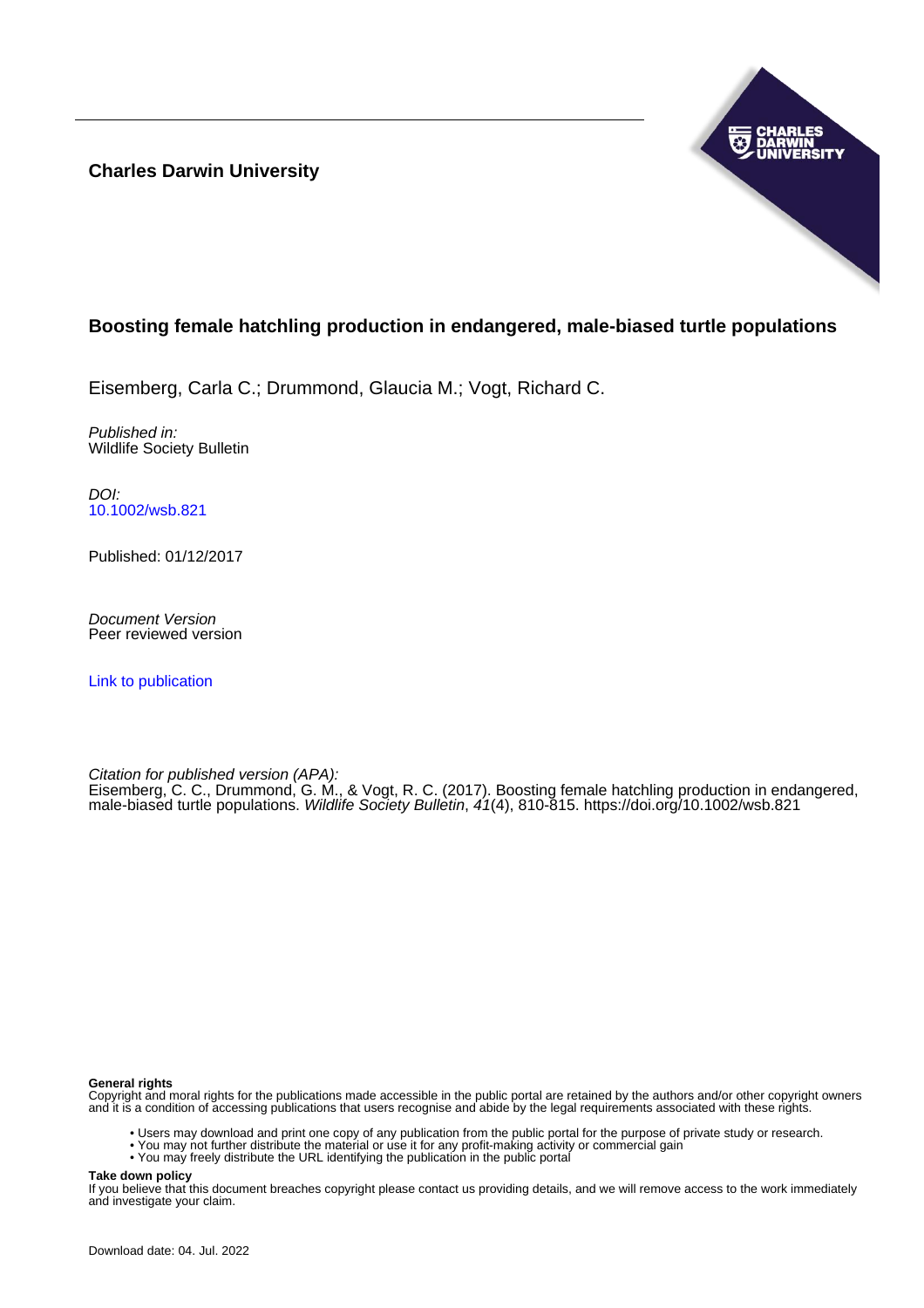**Charles Darwin University**

# Boosting female hatchling production in endangered, male-biased turtle populations

Eisemberg, Carla C.; Drummond, Glaucia M.; Vogt, Richard C.

*Published in:*
Wildlife Society Bulletin

*DOI:*
10.1002/wsb.821

Published: 01/12/2017

*Document Version*
Peer reviewed version

Link to publication

*Citation for published version (APA):*
Eisemberg, C. C., Drummond, G. M., & Vogt, R. C. (2017). Boosting female hatchling production in endangered, male-biased turtle populations. *Wildlife Society Bulletin*, *41*(4), 810-815. https://doi.org/10.1002/wsb.821

**General rights**
Copyright and moral rights for the publications made accessible in the public portal are retained by the authors and/or other copyright owners and it is a condition of accessing publications that users recognise and abide by the legal requirements associated with these rights.

- Users may download and print one copy of any publication from the public portal for the purpose of private study or research.
- You may not further distribute the material or use it for any profit-making activity or commercial gain
- You may freely distribute the URL identifying the publication in the public portal

**Take down policy**
If you believe that this document breaches copyright please contact us providing details, and we will remove access to the work immediately and investigate your claim.

Download date: 04. Jul. 2022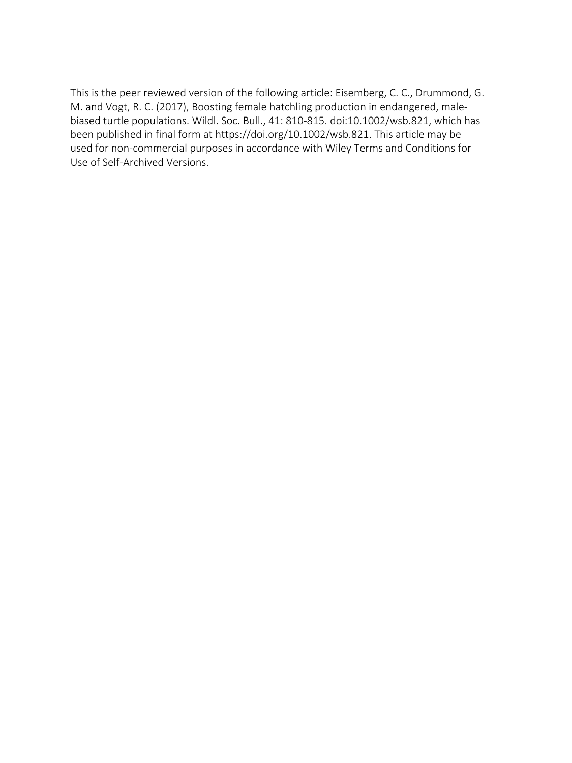This is the peer reviewed version of the following article: Eisemberg, C. C., Drummond, G. M. and Vogt, R. C. (2017), Boosting female hatchling production in endangered, male-biased turtle populations. Wildl. Soc. Bull., 41: 810-815. doi:10.1002/wsb.821, which has been published in final form at https://doi.org/10.1002/wsb.821. This article may be used for non-commercial purposes in accordance with Wiley Terms and Conditions for Use of Self-Archived Versions.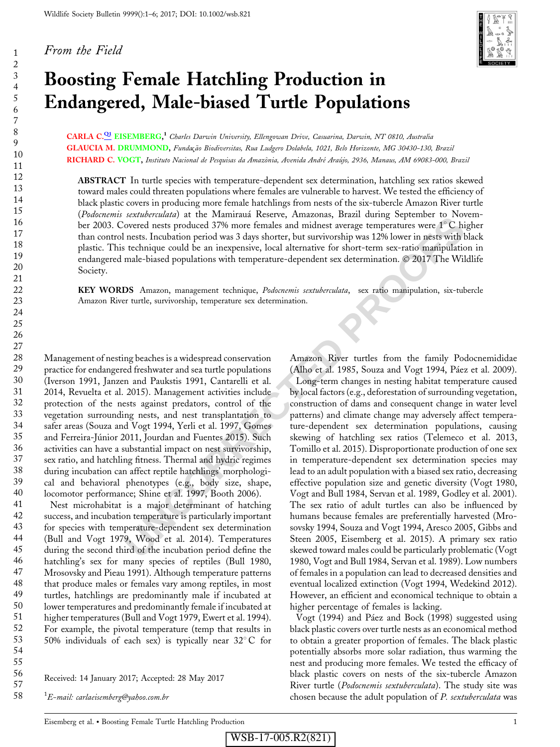*From the Field*

# Boosting Female Hatchling Production in Endangered, Male-biased Turtle Populations

**CARLA C. EISEMBERG**,[1] *Charles Darwin University, Ellengowan Drive, Casuarina, Darwin, NT 0810, Australia*

**GLAUCIA M. DRUMMOND**, *Fundação Biodiversitas, Rua Ludgero Dolabela, 1021, Belo Horizonte, MG 30430-130, Brazil*

**RICHARD C. VOGT**, *Instituto Nacional de Pesquisas da Amazônia, Avenida André Araújo, 2936, Manaus, AM 69083-000, Brazil*

**ABSTRACT** In turtle species with temperature-dependent sex determination, hatchling sex ratios skewed toward males could threaten populations where females are vulnerable to harvest. We tested the efficiency of black plastic covers in producing more female hatchlings from nests of the six-tubercle Amazon River turtle (*Podocnemis sextuberculata*) at the Mamirauá Reserve, Amazonas, Brazil during September to November 2003. Covered nests produced 37% more females and midnest average temperatures were 1° C higher than control nests. Incubation period was 3 days shorter, but survivorship was 12% lower in nests with black plastic. This technique could be an inexpensive, local alternative for short-term sex-ratio manipulation in endangered male-biased populations with temperature-dependent sex determination. © 2017 The Wildlife Society.

**KEY WORDS** Amazon, management technique, *Podocnemis sextuberculata*, sex ratio manipulation, six-tubercle Amazon River turtle, survivorship, temperature sex determination.

Management of nesting beaches is a widespread conservation practice for endangered freshwater and sea turtle populations (Iverson 1991, Janzen and Paukstis 1991, Cantarelli et al. 2014, Revuelta et al. 2015). Management activities include protection of the nests against predators, control of the vegetation surrounding nests, and nest transplantation to safer areas (Souza and Vogt 1994, Yerli et al. 1997, Gomes and Ferreira-Júnior 2011, Jourdan and Fuentes 2015). Such activities can have a substantial impact on nest survivorship, sex ratio, and hatchling fitness. Thermal and hydric regimes during incubation can affect reptile hatchlings' morphological and behavioral phenotypes (e.g., body size, shape, locomotor performance; Shine et al. 1997, Booth 2006).

Nest microhabitat is a major determinant of hatching success, and incubation temperature is particularly important for species with temperature-dependent sex determination (Bull and Vogt 1979, Wood et al. 2014). Temperatures during the second third of the incubation period define the hatchling's sex for many species of reptiles (Bull 1980, Mrosovsky and Pieau 1991). Although temperature patterns that produce males or females vary among reptiles, in most turtles, hatchlings are predominantly male if incubated at lower temperatures and predominantly female if incubated at higher temperatures (Bull and Vogt 1979, Ewert et al. 1994). For example, the pivotal temperature (temp that results in 50% individuals of each sex) is typically near 32° C for Amazon River turtles from the family Podocnemididae (Alho et al. 1985, Souza and Vogt 1994, Páez et al. 2009).

Long-term changes in nesting habitat temperature caused by local factors (e.g., deforestation of surrounding vegetation, construction of dams and consequent change in water level patterns) and climate change may adversely affect temperature-dependent sex determination populations, causing skewing of hatchling sex ratios (Telemeco et al. 2013, Tomillo et al. 2015). Disproportionate production of one sex in temperature-dependent sex determination species may lead to an adult population with a biased sex ratio, decreasing effective population size and genetic diversity (Vogt 1980, Vogt and Bull 1984, Servan et al. 1989, Godley et al. 2001). The sex ratio of adult turtles can also be influenced by humans because females are preferentially harvested (Mrosovsky 1994, Souza and Vogt 1994, Aresco 2005, Gibbs and Steen 2005, Eisemberg et al. 2015). A primary sex ratio skewed toward males could be particularly problematic (Vogt 1980, Vogt and Bull 1984, Servan et al. 1989). Low numbers of females in a population can lead to decreased densities and eventual localized extinction (Vogt 1994, Wedekind 2012). However, an efficient and economical technique to obtain a higher percentage of females is lacking.

Vogt (1994) and Páez and Bock (1998) suggested using black plastic covers over turtle nests as an economical method to obtain a greater proportion of females. The black plastic potentially absorbs more solar radiation, thus warming the nest and producing more females. We tested the efficacy of black plastic covers on nests of the six-tubercle Amazon River turtle (*Podocnemis sextuberculata*). The study site was chosen because the adult population of *P. sextuberculata* was

Received: 14 January 2017; Accepted: 28 May 2017

[1]*E-mail: carlaeisemberg@yahoo.com.br*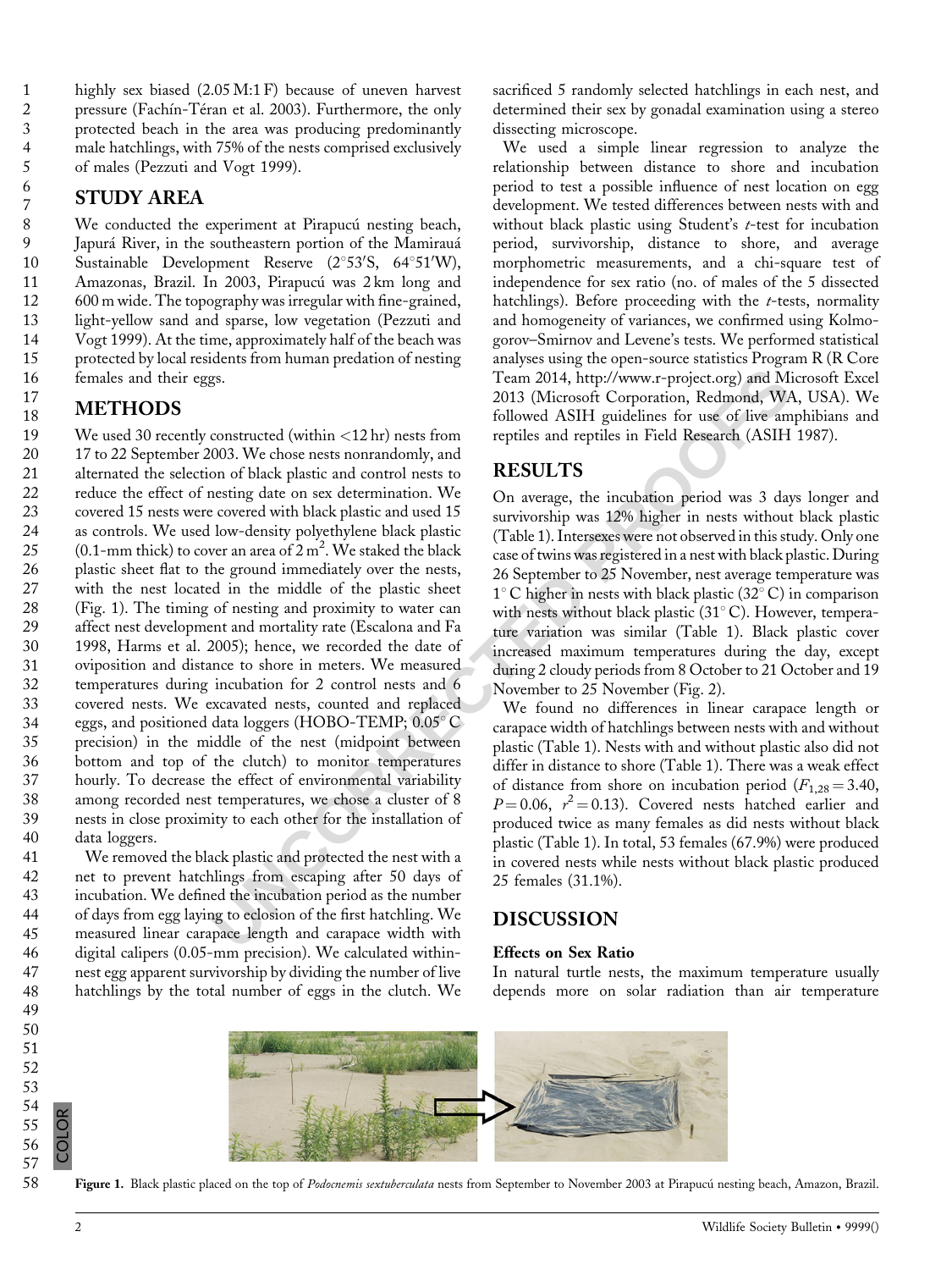highly sex biased (2.05 M:1 F) because of uneven harvest pressure (Fachín-Téran et al. 2003). Furthermore, the only protected beach in the area was producing predominantly male hatchlings, with 75% of the nests comprised exclusively of males (Pezzuti and Vogt 1999).

## STUDY AREA

We conducted the experiment at Pirapucú nesting beach, Japurá River, in the southeastern portion of the Mamirauá Sustainable Development Reserve (2°53′S, 64°51′W), Amazonas, Brazil. In 2003, Pirapucú was 2 km long and 600 m wide. The topography was irregular with fine-grained, light-yellow sand and sparse, low vegetation (Pezzuti and Vogt 1999). At the time, approximately half of the beach was protected by local residents from human predation of nesting females and their eggs.

## METHODS

We used 30 recently constructed (within <12 hr) nests from 17 to 22 September 2003. We chose nests nonrandomly, and alternated the selection of black plastic and control nests to reduce the effect of nesting date on sex determination. We covered 15 nests were covered with black plastic and used 15 as controls. We used low-density polyethylene black plastic (0.1-mm thick) to cover an area of 2 m$^2$. We staked the black plastic sheet flat to the ground immediately over the nests, with the nest located in the middle of the plastic sheet (Fig. 1). The timing of nesting and proximity to water can affect nest development and mortality rate (Escalona and Fa 1998, Harms et al. 2005); hence, we recorded the date of oviposition and distance to shore in meters. We measured temperatures during incubation for 2 control nests and 6 covered nests. We excavated nests, counted and replaced eggs, and positioned data loggers (HOBO-TEMP; 0.05° C precision) in the middle of the nest (midpoint between bottom and top of the clutch) to monitor temperatures hourly. To decrease the effect of environmental variability among recorded nest temperatures, we chose a cluster of 8 nests in close proximity to each other for the installation of data loggers.

We removed the black plastic and protected the nest with a net to prevent hatchlings from escaping after 50 days of incubation. We defined the incubation period as the number of days from egg laying to eclosion of the first hatchling. We measured linear carapace length and carapace width with digital calipers (0.05-mm precision). We calculated within-nest egg apparent survivorship by dividing the number of live hatchlings by the total number of eggs in the clutch. We sacrificed 5 randomly selected hatchlings in each nest, and determined their sex by gonadal examination using a stereo dissecting microscope.

We used a simple linear regression to analyze the relationship between distance to shore and incubation period to test a possible influence of nest location on egg development. We tested differences between nests with and without black plastic using Student's *t*-test for incubation period, survivorship, distance to shore, and average morphometric measurements, and a chi-square test of independence for sex ratio (no. of males of the 5 dissected hatchlings). Before proceeding with the *t*-tests, normality and homogeneity of variances, we confirmed using Kolmogorov–Smirnov and Levene's tests. We performed statistical analyses using the open-source statistics Program R (R Core Team 2014, http://www.r-project.org) and Microsoft Excel 2013 (Microsoft Corporation, Redmond, WA, USA). We followed ASIH guidelines for use of live amphibians and reptiles and reptiles in Field Research (ASIH 1987).

## RESULTS

On average, the incubation period was 3 days longer and survivorship was 12% higher in nests without black plastic (Table 1). Intersexes were not observed in this study. Only one case of twins was registered in a nest with black plastic. During 26 September to 25 November, nest average temperature was 1° C higher in nests with black plastic (32° C) in comparison with nests without black plastic (31° C). However, temperature variation was similar (Table 1). Black plastic cover increased maximum temperatures during the day, except during 2 cloudy periods from 8 October to 21 October and 19 November to 25 November (Fig. 2).

We found no differences in linear carapace length or carapace width of hatchlings between nests with and without plastic (Table 1). Nests with and without plastic also did not differ in distance to shore (Table 1). There was a weak effect of distance from shore on incubation period ($F_{1,28} = 3.40$, $P = 0.06$, $r^2 = 0.13$). Covered nests hatched earlier and produced twice as many females as did nests without black plastic (Table 1). In total, 53 females (67.9%) were produced in covered nests while nests without black plastic produced 25 females (31.1%).

## DISCUSSION

### Effects on Sex Ratio

In natural turtle nests, the maximum temperature usually depends more on solar radiation than air temperature

**Figure 1.** Black plastic placed on the top of *Podocnemis sextuberculata* nests from September to November 2003 at Pirapucú nesting beach, Amazon, Brazil.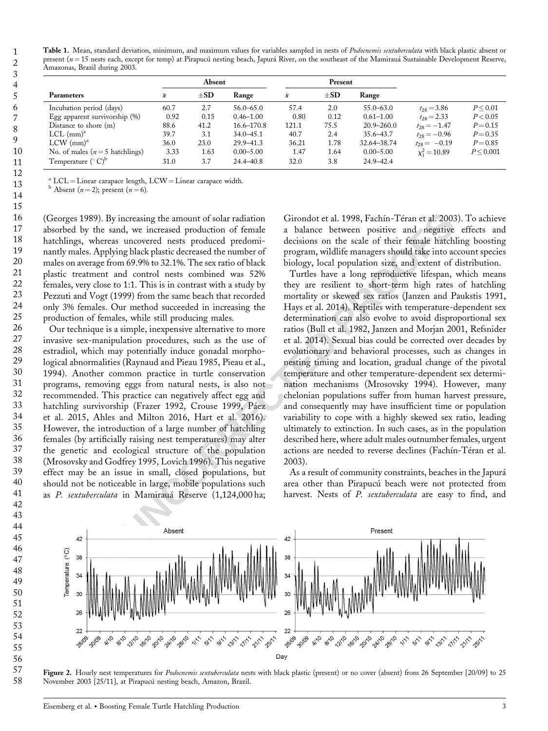**Table 1.** Mean, standard deviation, minimum, and maximum values for variables sampled in nests of *Podocnemis sextuberculata* with black plastic absent or present ($n = 15$ nests each, except for temp) at Pirapucú nesting beach, Japurá River, on the southeast of the Mamirauá Sustainable Development Reserve, Amazonas, Brazil during 2003.

| | Absent | | | Present | | | | |
|---|---|---|---|---|---|---|---|---|
| Parameters | $\bar{x}$ | ±SD | Range | $\bar{x}$ | ±SD | Range | | |
| Incubation period (days) | 60.7 | 2.7 | 56.0–65.0 | 57.4 | 2.0 | 55.0–63.0 | $t_{28} = 3.86$ | $P \leq 0.01$ |
| Egg apparent survivorship (%) | 0.92 | 0.15 | 0.46–1.00 | 0.80 | 0.12 | 0.61–1.00 | $t_{28} = 2.33$ | $P < 0.05$ |
| Distance to shore (m) | 88.6 | 41.2 | 16.6–170.8 | 121.1 | 75.5 | 20.9–260.0 | $t_{28} = -1.47$ | $P = 0.15$ |
| LCL (mm)[a] | 39.7 | 3.1 | 34.0–45.1 | 40.7 | 2.4 | 35.6–43.7 | $t_{28} = -0.96$ | $P = 0.35$ |
| LCW (mm)[a] | 36.0 | 23.0 | 29.9–41.3 | 36.21 | 1.78 | 32.64–38.74 | $t_{28} = -0.19$ | $P = 0.85$ |
| No. of males ($n = 5$ hatchlings) | 3.33 | 1.63 | 0.00–5.00 | 1.47 | 1.64 | 0.00–5.00 | $\chi^2_1 = 10.89$ | $P \leq 0.001$ |
| Temperature (°C)[b] | 31.0 | 3.7 | 24.4–40.8 | 32.0 | 3.8 | 24.9–42.4 | | |

[a] LCL = Linear carapace length, LCW = Linear carapace width.
[b] Absent ($n = 2$); present ($n = 6$).

(Georges 1989). By increasing the amount of solar radiation absorbed by the sand, we increased production of female hatchlings, whereas uncovered nests produced predominantly males. Applying black plastic decreased the number of males on average from 69.9% to 32.1%. The sex ratio of black plastic treatment and control nests combined was 52% females, very close to 1:1. This is in contrast with a study by Pezzuti and Vogt (1999) from the same beach that recorded only 3% females. Our method succeeded in increasing the production of females, while still producing males.

Our technique is a simple, inexpensive alternative to more invasive sex-manipulation procedures, such as the use of estradiol, which may potentially induce gonadal morphological abnormalities (Raynaud and Pieau 1985, Pieau et al., 1994). Another common practice in turtle conservation programs, removing eggs from natural nests, is also not recommended. This practice can negatively affect egg and hatchling survivorship (Frazer 1992, Crouse 1999, Páez et al. 2015, Ahles and Milton 2016, Hart et al. 2016). However, the introduction of a large number of hatchling females (by artificially raising nest temperatures) may alter the genetic and ecological structure of the population (Mrosovsky and Godfrey 1995, Lovich 1996). This negative effect may be an issue in small, closed populations, but should not be noticeable in large, mobile populations such as *P. sextuberculata* in Mamirauá Reserve (1,124,000 ha; Girondot et al. 1998, Fachín-Téran et al. 2003). To achieve a balance between positive and negative effects and decisions on the scale of their female hatchling boosting program, wildlife managers should take into account species biology, local population size, and extent of distribution.

Turtles have a long reproductive lifespan, which means they are resilient to short-term high rates of hatchling mortality or skewed sex ratios (Janzen and Paukstis 1991, Hays et al. 2014). Reptiles with temperature-dependent sex determination can also evolve to avoid disproportional sex ratios (Bull et al. 1982, Janzen and Morjan 2001, Refsnider et al. 2014). Sexual bias could be corrected over decades by evolutionary and behavioral processes, such as changes in nesting timing and location, gradual change of the pivotal temperature and other temperature-dependent sex determination mechanisms (Mrosovsky 1994). However, many chelonian populations suffer from human harvest pressure, and consequently may have insufficient time or population variability to cope with a highly skewed sex ratio, leading ultimately to extinction. In such cases, as in the population described here, where adult males outnumber females, urgent actions are needed to reverse declines (Fachín-Téran et al. 2003).

As a result of community constraints, beaches in the Japurá area other than Pirapucú beach were not protected from harvest. Nests of *P. sextuberculata* are easy to find, and

**Figure 2.** Hourly nest temperatures for *Podocnemis sextuberculata* nests with black plastic (present) or no cover (absent) from 26 September [20/09] to 25 November 2003 [25/11], at Pirapucú nesting beach, Amazon, Brazil.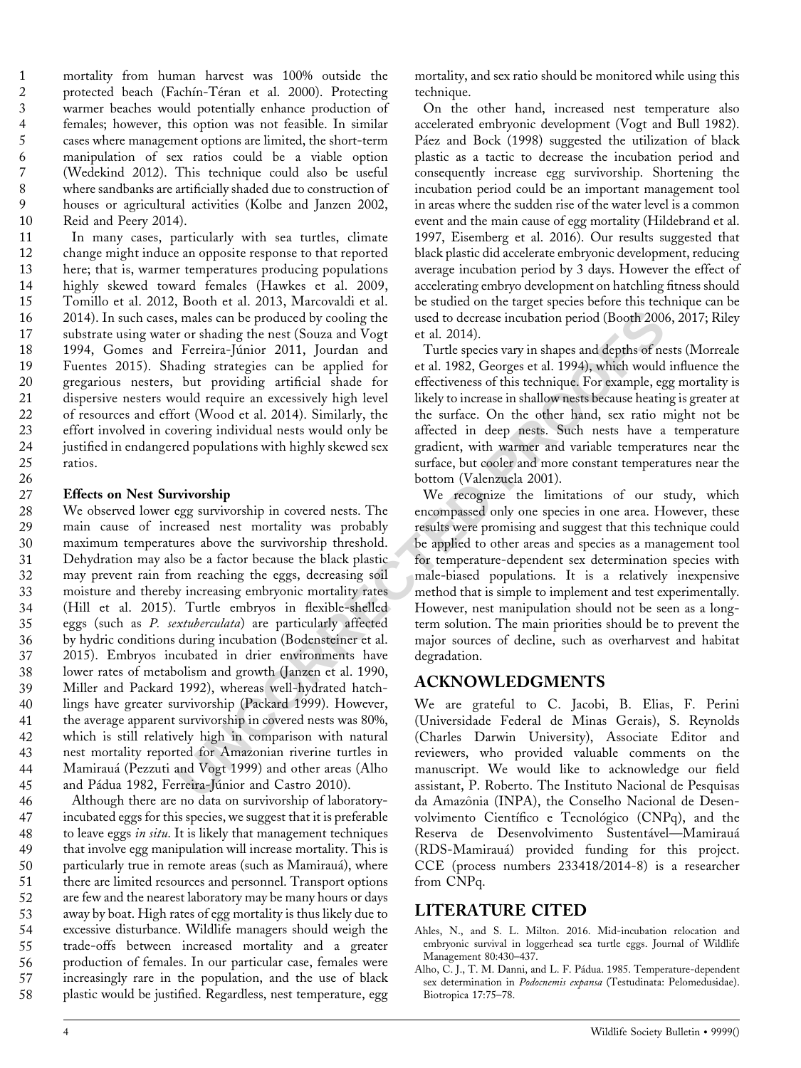mortality from human harvest was 100% outside the protected beach (Fachín-Téran et al. 2000). Protecting warmer beaches would potentially enhance production of females; however, this option was not feasible. In similar cases where management options are limited, the short-term manipulation of sex ratios could be a viable option (Wedekind 2012). This technique could also be useful where sandbanks are artificially shaded due to construction of houses or agricultural activities (Kolbe and Janzen 2002, Reid and Peery 2014).

In many cases, particularly with sea turtles, climate change might induce an opposite response to that reported here; that is, warmer temperatures producing populations highly skewed toward females (Hawkes et al. 2009, Tomillo et al. 2012, Booth et al. 2013, Marcovaldi et al. 2014). In such cases, males can be produced by cooling the substrate using water or shading the nest (Souza and Vogt 1994, Gomes and Ferreira-Júnior 2011, Jourdan and Fuentes 2015). Shading strategies can be applied for gregarious nesters, but providing artificial shade for dispersive nesters would require an excessively high level of resources and effort (Wood et al. 2014). Similarly, the effort involved in covering individual nests would only be justified in endangered populations with highly skewed sex ratios.

### Effects on Nest Survivorship

We observed lower egg survivorship in covered nests. The main cause of increased nest mortality was probably maximum temperatures above the survivorship threshold. Dehydration may also be a factor because the black plastic may prevent rain from reaching the eggs, decreasing soil moisture and thereby increasing embryonic mortality rates (Hill et al. 2015). Turtle embryos in flexible-shelled eggs (such as *P. sextuberculata*) are particularly affected by hydric conditions during incubation (Bodensteiner et al. 2015). Embryos incubated in drier environments have lower rates of metabolism and growth (Janzen et al. 1990, Miller and Packard 1992), whereas well-hydrated hatchlings have greater survivorship (Packard 1999). However, the average apparent survivorship in covered nests was 80%, which is still relatively high in comparison with natural nest mortality reported for Amazonian riverine turtles in Mamirauá (Pezzuti and Vogt 1999) and other areas (Alho and Pádua 1982, Ferreira-Júnior and Castro 2010).

Although there are no data on survivorship of laboratory-incubated eggs for this species, we suggest that it is preferable to leave eggs *in situ*. It is likely that management techniques that involve egg manipulation will increase mortality. This is particularly true in remote areas (such as Mamirauá), where there are limited resources and personnel. Transport options are few and the nearest laboratory may be many hours or days away by boat. High rates of egg mortality is thus likely due to excessive disturbance. Wildlife managers should weigh the trade-offs between increased mortality and a greater production of females. In our particular case, females were increasingly rare in the population, and the use of black plastic would be justified. Regardless, nest temperature, egg mortality, and sex ratio should be monitored while using this technique.

On the other hand, increased nest temperature also accelerated embryonic development (Vogt and Bull 1982). Páez and Bock (1998) suggested the utilization of black plastic as a tactic to decrease the incubation period and consequently increase egg survivorship. Shortening the incubation period could be an important management tool in areas where the sudden rise of the water level is a common event and the main cause of egg mortality (Hildebrand et al. 1997, Eisemberg et al. 2016). Our results suggested that black plastic did accelerate embryonic development, reducing average incubation period by 3 days. However the effect of accelerating embryo development on hatchling fitness should be studied on the target species before this technique can be used to decrease incubation period (Booth 2006, 2017; Riley et al. 2014).

Turtle species vary in shapes and depths of nests (Morreale et al. 1982, Georges et al. 1994), which would influence the effectiveness of this technique. For example, egg mortality is likely to increase in shallow nests because heating is greater at the surface. On the other hand, sex ratio might not be affected in deep nests. Such nests have a temperature gradient, with warmer and variable temperatures near the surface, but cooler and more constant temperatures near the bottom (Valenzuela 2001).

We recognize the limitations of our study, which encompassed only one species in one area. However, these results were promising and suggest that this technique could be applied to other areas and species as a management tool for temperature-dependent sex determination species with male-biased populations. It is a relatively inexpensive method that is simple to implement and test experimentally. However, nest manipulation should not be seen as a long-term solution. The main priorities should be to prevent the major sources of decline, such as overharvest and habitat degradation.

## ACKNOWLEDGMENTS

We are grateful to C. Jacobi, B. Elias, F. Perini (Universidade Federal de Minas Gerais), S. Reynolds (Charles Darwin University), Associate Editor and reviewers, who provided valuable comments on the manuscript. We would like to acknowledge our field assistant, P. Roberto. The Instituto Nacional de Pesquisas da Amazônia (INPA), the Conselho Nacional de Desenvolvimento Científico e Tecnológico (CNPq), and the Reserva de Desenvolvimento Sustentável—Mamirauá (RDS-Mamirauá) provided funding for this project. CCE (process numbers 233418/2014-8) is a researcher from CNPq.

## LITERATURE CITED

Ahles, N., and S. L. Milton. 2016. Mid-incubation relocation and embryonic survival in loggerhead sea turtle eggs. Journal of Wildlife Management 80:430–437.

Alho, C. J., T. M. Danni, and L. F. Pádua. 1985. Temperature-dependent sex determination in *Podocnemis expansa* (Testudinata: Pelomedusidae). Biotropica 17:75–78.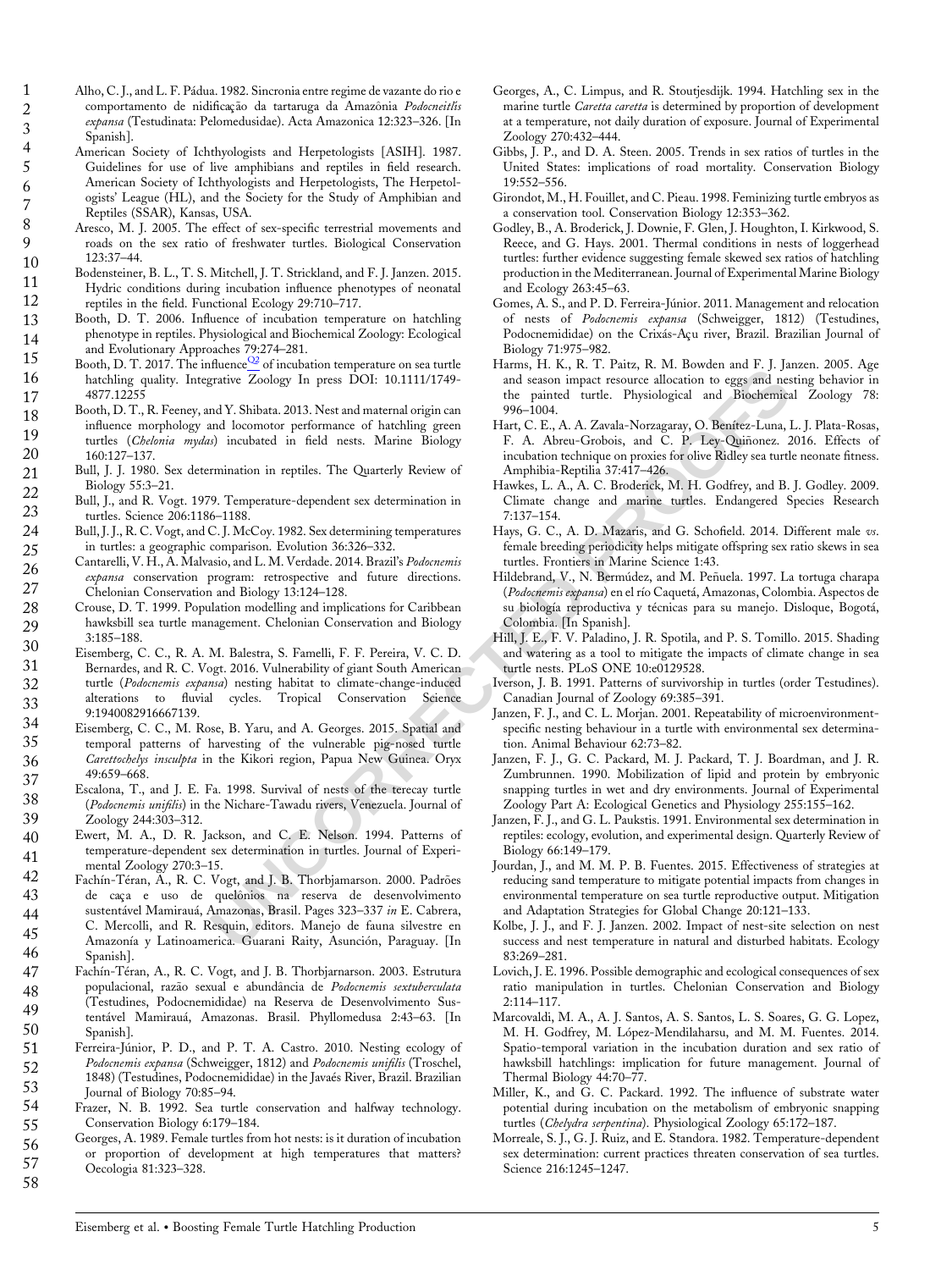Alho, C. J., and L. F. Pádua. 1982. Sincronia entre regime de vazante do rio e comportamento de nidificação da tartaruga da Amazônia *Podocneitlis expansa* (Testudinata: Pelomedusidae). Acta Amazonica 12:323–326. [In Spanish].

American Society of Ichthyologists and Herpetologists [ASIH]. 1987. Guidelines for use of live amphibians and reptiles in field research. American Society of Ichthyologists and Herpetologists, The Herpetologists' League (HL), and the Society for the Study of Amphibian and Reptiles (SSAR), Kansas, USA.

Aresco, M. J. 2005. The effect of sex-specific terrestrial movements and roads on the sex ratio of freshwater turtles. Biological Conservation 123:37–44.

Bodensteiner, B. L., T. S. Mitchell, J. T. Strickland, and F. J. Janzen. 2015. Hydric conditions during incubation influence phenotypes of neonatal reptiles in the field. Functional Ecology 29:710–717.

Booth, D. T. 2006. Influence of incubation temperature on hatchling phenotype in reptiles. Physiological and Biochemical Zoology: Ecological and Evolutionary Approaches 79:274–281.

Booth, D. T. 2017. The influence[Q2] of incubation temperature on sea turtle hatchling quality. Integrative Zoology In press DOI: 10.1111/1749-4877.12255

Booth, D. T., R. Feeney, and Y. Shibata. 2013. Nest and maternal origin can influence morphology and locomotor performance of hatchling green turtles (*Chelonia mydas*) incubated in field nests. Marine Biology 160:127–137.

Bull, J. J. 1980. Sex determination in reptiles. The Quarterly Review of Biology 55:3–21.

Bull, J., and R. Vogt. 1979. Temperature-dependent sex determination in turtles. Science 206:1186–1188.

Bull, J. J., R. C. Vogt, and C. J. McCoy. 1982. Sex determining temperatures in turtles: a geographic comparison. Evolution 36:326–332.

Cantarelli, V. H., A. Malvasio, and L. M. Verdade. 2014. Brazil's *Podocnemis expansa* conservation program: retrospective and future directions. Chelonian Conservation and Biology 13:124–128.

Crouse, D. T. 1999. Population modelling and implications for Caribbean hawksbill sea turtle management. Chelonian Conservation and Biology 3:185–188.

Eisemberg, C. C., R. A. M. Balestra, S. Famelli, F. F. Pereira, V. C. D. Bernardes, and R. C. Vogt. 2016. Vulnerability of giant South American turtle (*Podocnemis expansa*) nesting habitat to climate-change-induced alterations to fluvial cycles. Tropical Conservation Science 9:1940082916667139.

Eisemberg, C. C., M. Rose, B. Yaru, and A. Georges. 2015. Spatial and temporal patterns of harvesting of the vulnerable pig-nosed turtle *Carettochelys insculpta* in the Kikori region, Papua New Guinea. Oryx 49:659–668.

Escalona, T., and J. E. Fa. 1998. Survival of nests of the terecay turtle (*Podocnemis unifilis*) in the Nichare-Tawadu rivers, Venezuela. Journal of Zoology 244:303–312.

Ewert, M. A., D. R. Jackson, and C. E. Nelson. 1994. Patterns of temperature-dependent sex determination in turtles. Journal of Experimental Zoology 270:3–15.

Fachín-Téran, A., R. C. Vogt, and J. B. Thorbjamarson. 2000. Padrões de caça e uso de quelônios na reserva de desenvolvimento sustentável Mamirauá, Amazonas, Brasil. Pages 323–337 *in* E. Cabrera, C. Mercolli, and R. Resquin, editors. Manejo de fauna silvestre en Amazonía y Latinoamerica. Guarani Raity, Asunción, Paraguay. [In Spanish].

Fachín-Téran, A., R. C. Vogt, and J. B. Thorbjarnarson. 2003. Estrutura populacional, razão sexual e abundância de *Podocnemis sextuberculata* (Testudines, Podocnemididae) na Reserva de Desenvolvimento Sustentável Mamirauá, Amazonas. Brasil. Phyllomedusa 2:43–63. [In Spanish].

Ferreira-Júnior, P. D., and P. T. A. Castro. 2010. Nesting ecology of *Podocnemis expansa* (Schweigger, 1812) and *Podocnemis unifilis* (Troschel, 1848) (Testudines, Podocnemididae) in the Javaés River, Brazil. Brazilian Journal of Biology 70:85–94.

Frazer, N. B. 1992. Sea turtle conservation and halfway technology. Conservation Biology 6:179–184.

Georges, A. 1989. Female turtles from hot nests: is it duration of incubation or proportion of development at high temperatures that matters? Oecologia 81:323–328.

Georges, A., C. Limpus, and R. Stoutjesdijk. 1994. Hatchling sex in the marine turtle *Caretta caretta* is determined by proportion of development at a temperature, not daily duration of exposure. Journal of Experimental Zoology 270:432–444.

Gibbs, J. P., and D. A. Steen. 2005. Trends in sex ratios of turtles in the United States: implications of road mortality. Conservation Biology 19:552–556.

Girondot, M., H. Fouillet, and C. Pieau. 1998. Feminizing turtle embryos as a conservation tool. Conservation Biology 12:353–362.

Godley, B., A. Broderick, J. Downie, F. Glen, J. Houghton, I. Kirkwood, S. Reece, and G. Hays. 2001. Thermal conditions in nests of loggerhead turtles: further evidence suggesting female skewed sex ratios of hatchling production in the Mediterranean. Journal of Experimental Marine Biology and Ecology 263:45–63.

Gomes, A. S., and P. D. Ferreira-Júnior. 2011. Management and relocation of nests of *Podocnemis expansa* (Schweigger, 1812) (Testudines, Podocnemididae) on the Crixás-Açu river, Brazil. Brazilian Journal of Biology 71:975–982.

Harms, H. K., R. T. Paitz, R. M. Bowden and F. J. Janzen. 2005. Age and season impact resource allocation to eggs and nesting behavior in the painted turtle. Physiological and Biochemical Zoology 78: 996–1004.

Hart, C. E., A. A. Zavala-Norzagaray, O. Benítez-Luna, L. J. Plata-Rosas, F. A. Abreu-Grobois, and C. P. Ley-Quiñonez. 2016. Effects of incubation technique on proxies for olive Ridley sea turtle neonate fitness. Amphibia-Reptilia 37:417–426.

Hawkes, L. A., A. C. Broderick, M. H. Godfrey, and B. J. Godley. 2009. Climate change and marine turtles. Endangered Species Research 7:137–154.

Hays, G. C., A. D. Mazaris, and G. Schofield. 2014. Different male *vs.* female breeding periodicity helps mitigate offspring sex ratio skews in sea turtles. Frontiers in Marine Science 1:43.

Hildebrand, V., N. Bermúdez, and M. Peñuela. 1997. La tortuga charapa (*Podocnemis expansa*) en el río Caquetá, Amazonas, Colombia. Aspectos de su biología reproductiva y técnicas para su manejo. Disloque, Bogotá, Colombia. [In Spanish].

Hill, J. E., F. V. Paladino, J. R. Spotila, and P. S. Tomillo. 2015. Shading and watering as a tool to mitigate the impacts of climate change in sea turtle nests. PLoS ONE 10:e0129528.

Iverson, J. B. 1991. Patterns of survivorship in turtles (order Testudines). Canadian Journal of Zoology 69:385–391.

Janzen, F. J., and C. L. Morjan. 2001. Repeatability of microenvironment-specific nesting behaviour in a turtle with environmental sex determination. Animal Behaviour 62:73–82.

Janzen, F. J., G. C. Packard, M. J. Packard, T. J. Boardman, and J. R. Zumbrunnen. 1990. Mobilization of lipid and protein by embryonic snapping turtles in wet and dry environments. Journal of Experimental Zoology Part A: Ecological Genetics and Physiology 255:155–162.

Janzen, F. J., and G. L. Paukstis. 1991. Environmental sex determination in reptiles: ecology, evolution, and experimental design. Quarterly Review of Biology 66:149–179.

Jourdan, J., and M. M. P. B. Fuentes. 2015. Effectiveness of strategies at reducing sand temperature to mitigate potential impacts from changes in environmental temperature on sea turtle reproductive output. Mitigation and Adaptation Strategies for Global Change 20:121–133.

Kolbe, J. J., and F. J. Janzen. 2002. Impact of nest-site selection on nest success and nest temperature in natural and disturbed habitats. Ecology 83:269–281.

Lovich, J. E. 1996. Possible demographic and ecological consequences of sex ratio manipulation in turtles. Chelonian Conservation and Biology 2:114–117.

Marcovaldi, M. A., A. J. Santos, A. S. Santos, L. S. Soares, G. G. Lopez, M. H. Godfrey, M. López-Mendilaharsu, and M. M. Fuentes. 2014. Spatio-temporal variation in the incubation duration and sex ratio of hawksbill hatchlings: implication for future management. Journal of Thermal Biology 44:70–77.

Miller, K., and G. C. Packard. 1992. The influence of substrate water potential during incubation on the metabolism of embryonic snapping turtles (*Chelydra serpentina*). Physiological Zoology 65:172–187.

Morreale, S. J., G. J. Ruiz, and E. Standora. 1982. Temperature-dependent sex determination: current practices threaten conservation of sea turtles. Science 216:1245–1247.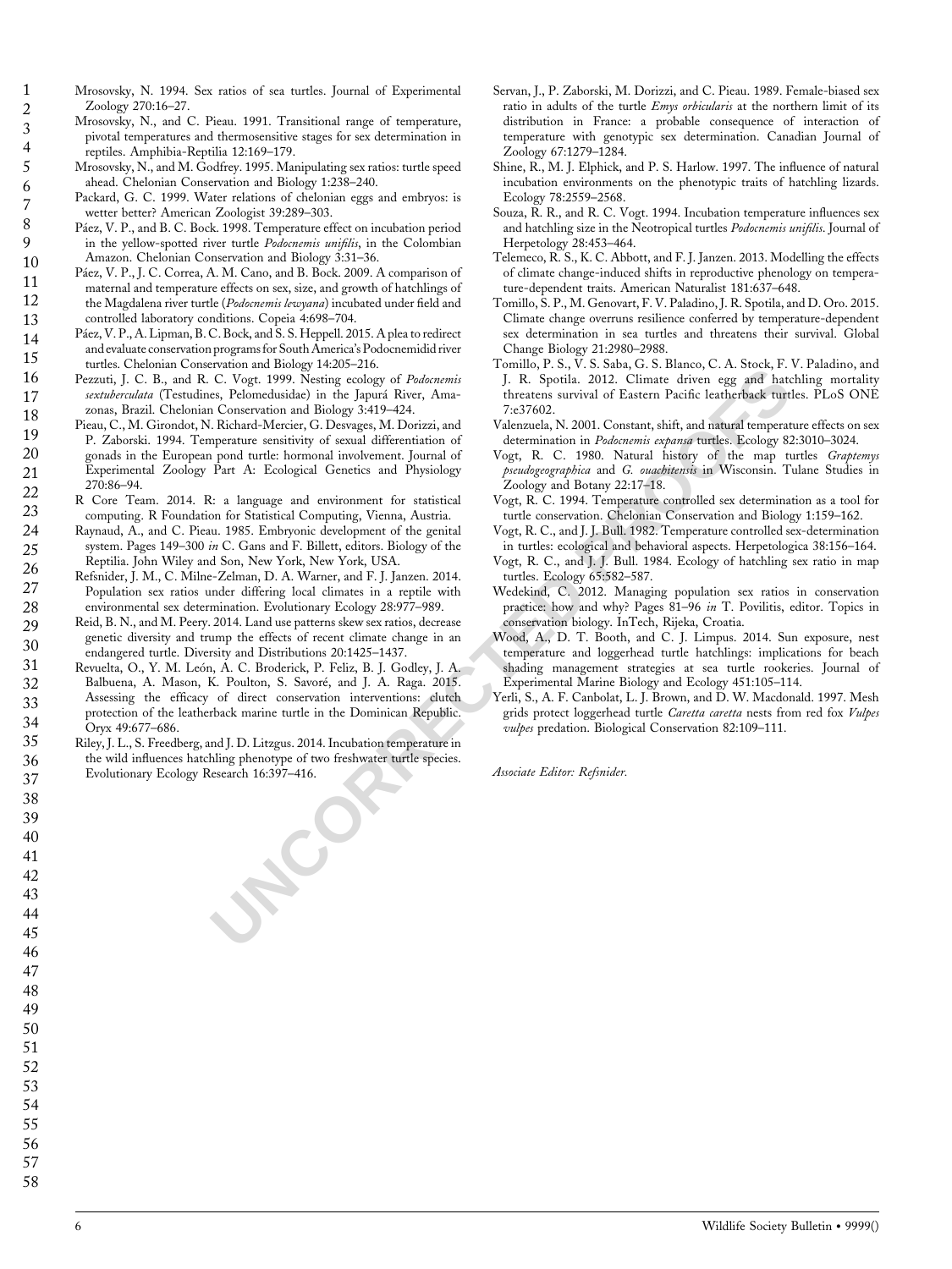Mrosovsky, N. 1994. Sex ratios of sea turtles. Journal of Experimental Zoology 270:16–27.

Mrosovsky, N., and C. Pieau. 1991. Transitional range of temperature, pivotal temperatures and thermosensitive stages for sex determination in reptiles. Amphibia-Reptilia 12:169–179.

Mrosovsky, N., and M. Godfrey. 1995. Manipulating sex ratios: turtle speed ahead. Chelonian Conservation and Biology 1:238–240.

Packard, G. C. 1999. Water relations of chelonian eggs and embryos: is wetter better? American Zoologist 39:289–303.

Páez, V. P., and B. C. Bock. 1998. Temperature effect on incubation period in the yellow-spotted river turtle *Podocnemis unifilis*, in the Colombian Amazon. Chelonian Conservation and Biology 3:31–36.

Páez, V. P., J. C. Correa, A. M. Cano, and B. Bock. 2009. A comparison of maternal and temperature effects on sex, size, and growth of hatchlings of the Magdalena river turtle (*Podocnemis lewyana*) incubated under field and controlled laboratory conditions. Copeia 4:698–704.

Páez, V. P., A. Lipman, B. C. Bock, and S. S. Heppell. 2015. A plea to redirect and evaluate conservation programs for South America's Podocnemidid river turtles. Chelonian Conservation and Biology 14:205–216.

Pezzuti, J. C. B., and R. C. Vogt. 1999. Nesting ecology of *Podocnemis sextuberculata* (Testudines, Pelomedusidae) in the Japurá River, Amazonas, Brazil. Chelonian Conservation and Biology 3:419–424.

Pieau, C., M. Girondot, N. Richard-Mercier, G. Desvages, M. Dorizzi, and P. Zaborski. 1994. Temperature sensitivity of sexual differentiation of gonads in the European pond turtle: hormonal involvement. Journal of Experimental Zoology Part A: Ecological Genetics and Physiology 270:86–94.

R Core Team. 2014. R: a language and environment for statistical computing. R Foundation for Statistical Computing, Vienna, Austria.

Raynaud, A., and C. Pieau. 1985. Embryonic development of the genital system. Pages 149–300 *in* C. Gans and F. Billett, editors. Biology of the Reptilia. John Wiley and Son, New York, New York, USA.

Refsnider, J. M., C. Milne-Zelman, D. A. Warner, and F. J. Janzen. 2014. Population sex ratios under differing local climates in a reptile with environmental sex determination. Evolutionary Ecology 28:977–989.

Reid, B. N., and M. Peery. 2014. Land use patterns skew sex ratios, decrease genetic diversity and trump the effects of recent climate change in an endangered turtle. Diversity and Distributions 20:1425–1437.

Revuelta, O., Y. M. León, A. C. Broderick, P. Feliz, B. J. Godley, J. A. Balbuena, A. Mason, K. Poulton, S. Savoré, and J. A. Raga. 2015. Assessing the efficacy of direct conservation interventions: clutch protection of the leatherback marine turtle in the Dominican Republic. Oryx 49:677–686.

Riley, J. L., S. Freedberg, and J. D. Litzgus. 2014. Incubation temperature in the wild influences hatchling phenotype of two freshwater turtle species. Evolutionary Ecology Research 16:397–416.

Servan, J., P. Zaborski, M. Dorizzi, and C. Pieau. 1989. Female-biased sex ratio in adults of the turtle *Emys orbicularis* at the northern limit of its distribution in France: a probable consequence of interaction of temperature with genotypic sex determination. Canadian Journal of Zoology 67:1279–1284.

Shine, R., M. J. Elphick, and P. S. Harlow. 1997. The influence of natural incubation environments on the phenotypic traits of hatchling lizards. Ecology 78:2559–2568.

Souza, R. R., and R. C. Vogt. 1994. Incubation temperature influences sex and hatchling size in the Neotropical turtles *Podocnemis unifilis*. Journal of Herpetology 28:453–464.

Telemeco, R. S., K. C. Abbott, and F. J. Janzen. 2013. Modelling the effects of climate change-induced shifts in reproductive phenology on temperature-dependent traits. American Naturalist 181:637–648.

Tomillo, S. P., M. Genovart, F. V. Paladino, J. R. Spotila, and D. Oro. 2015. Climate change overruns resilience conferred by temperature-dependent sex determination in sea turtles and threatens their survival. Global Change Biology 21:2980–2988.

Tomillo, P. S., V. S. Saba, G. S. Blanco, C. A. Stock, F. V. Paladino, and J. R. Spotila. 2012. Climate driven egg and hatchling mortality threatens survival of Eastern Pacific leatherback turtles. PLoS ONE 7:e37602.

Valenzuela, N. 2001. Constant, shift, and natural temperature effects on sex determination in *Podocnemis expansa* turtles. Ecology 82:3010–3024.

Vogt, R. C. 1980. Natural history of the map turtles *Graptemys pseudogeographica* and *G. ouachitensis* in Wisconsin. Tulane Studies in Zoology and Botany 22:17–18.

Vogt, R. C. 1994. Temperature controlled sex determination as a tool for turtle conservation. Chelonian Conservation and Biology 1:159–162.

Vogt, R. C., and J. J. Bull. 1982. Temperature controlled sex-determination in turtles: ecological and behavioral aspects. Herpetologica 38:156–164.

Vogt, R. C., and J. J. Bull. 1984. Ecology of hatchling sex ratio in map turtles. Ecology 65:582–587.

Wedekind, C. 2012. Managing population sex ratios in conservation practice: how and why? Pages 81–96 *in* T. Povilitis, editor. Topics in conservation biology. InTech, Rijeka, Croatia.

Wood, A., D. T. Booth, and C. J. Limpus. 2014. Sun exposure, nest temperature and loggerhead turtle hatchlings: implications for beach shading management strategies at sea turtle rookeries. Journal of Experimental Marine Biology and Ecology 451:105–114.

Yerli, S., A. F. Canbolat, L. J. Brown, and D. W. Macdonald. 1997. Mesh grids protect loggerhead turtle *Caretta caretta* nests from red fox *Vulpes vulpes* predation. Biological Conservation 82:109–111.

*Associate Editor: Refsnider.*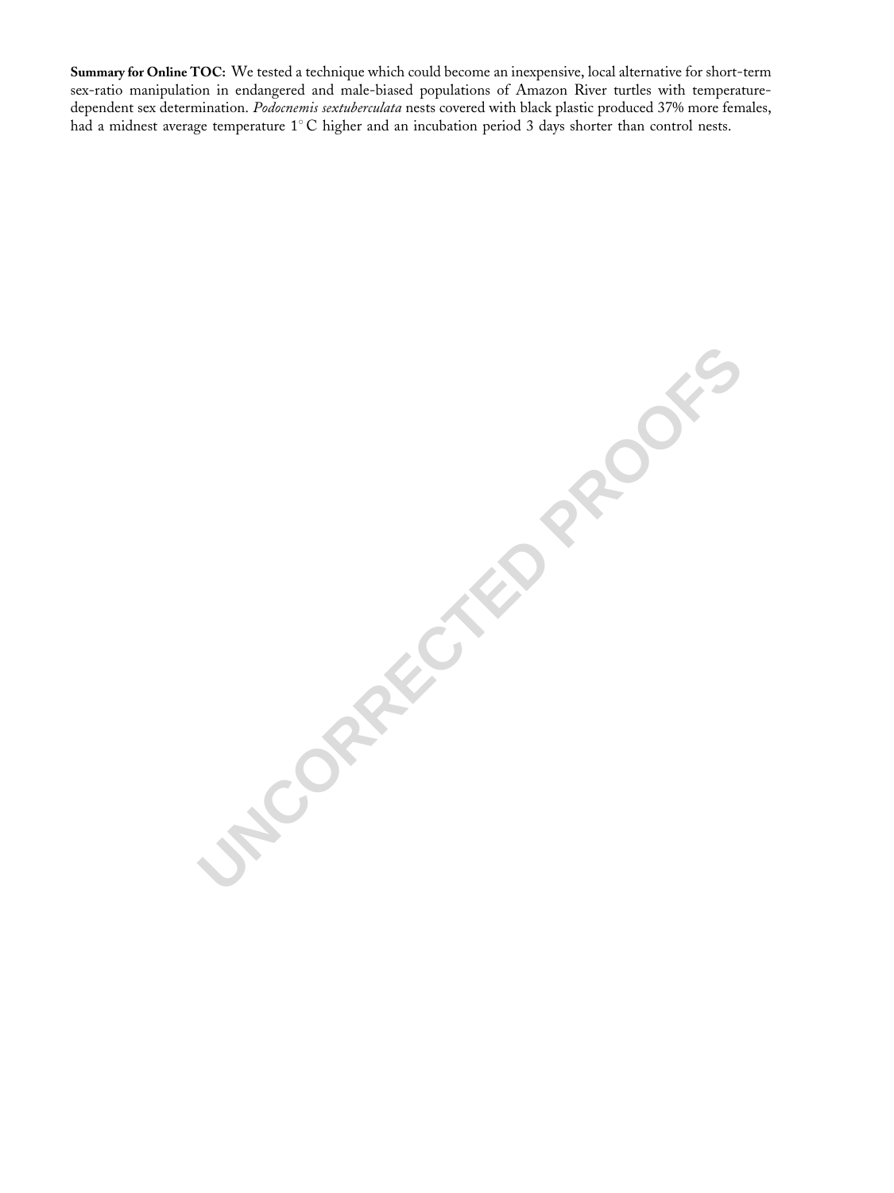**Summary for Online TOC:** We tested a technique which could become an inexpensive, local alternative for short-term sex-ratio manipulation in endangered and male-biased populations of Amazon River turtles with temperature-dependent sex determination. *Podocnemis sextuberculata* nests covered with black plastic produced 37% more females, had a midnest average temperature 1° C higher and an incubation period 3 days shorter than control nests.